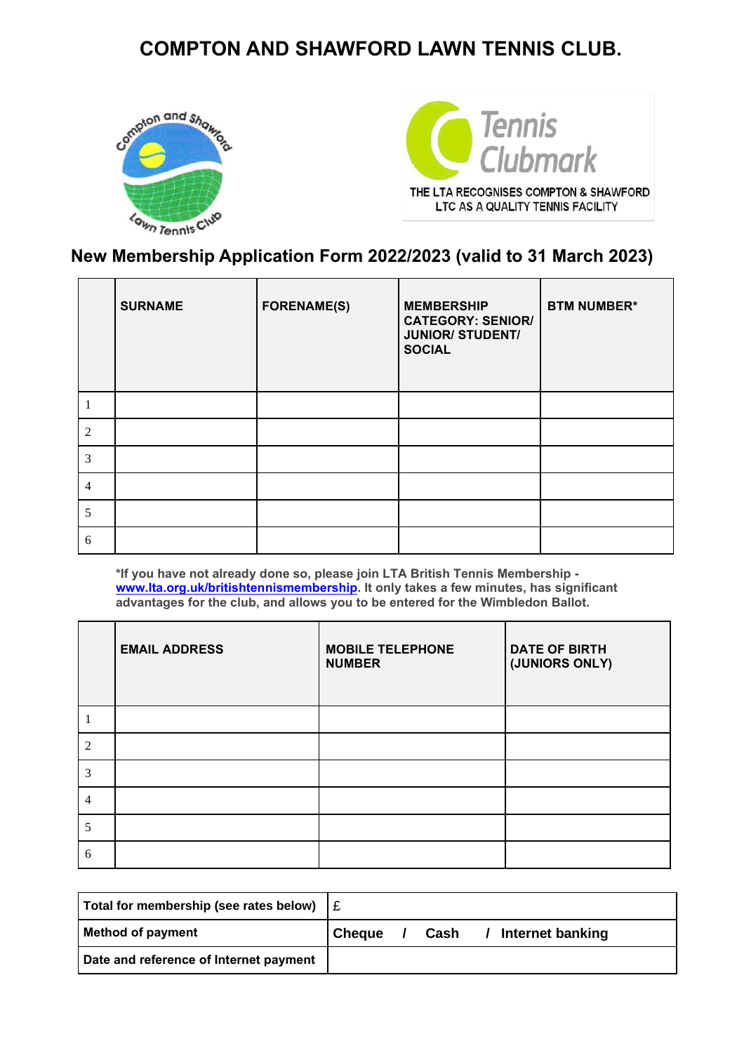# COMPTON AND SHAWFORD LAWN TENNIS CLUB.

THE LTA RECOGNISES COMPTON & SHAWFORD LTC AS A QUALITY TENNIS FACILITY

## New Membership Application Form 2022/2023 (valid to 31 March 2023)

| | **SURNAME** | **FORENAME(S)** | **MEMBERSHIP CATEGORY: SENIOR/ JUNIOR/ STUDENT/ SOCIAL** | **BTM NUMBER*** |
|---|---|---|---|---|
| 1 | | | | |
| 2 | | | | |
| 3 | | | | |
| 4 | | | | |
| 5 | | | | |
| 6 | | | | |

***If you have not already done so, please join LTA British Tennis Membership - [www.lta.org.uk/britishtennismembership](http://www.lta.org.uk/britishtennismembership). It only takes a few minutes, has significant advantages for the club, and allows you to be entered for the Wimbledon Ballot.**

| | **EMAIL ADDRESS** | **MOBILE TELEPHONE NUMBER** | **DATE OF BIRTH (JUNIORS ONLY)** |
|---|---|---|---|
| 1 | | | |
| 2 | | | |
| 3 | | | |
| 4 | | | |
| 5 | | | |
| 6 | | | |

| **Total for membership (see rates below)** | £ |
|---|---|
| **Method of payment** | **Cheque / Cash / Internet banking** |
| **Date and reference of Internet payment** | |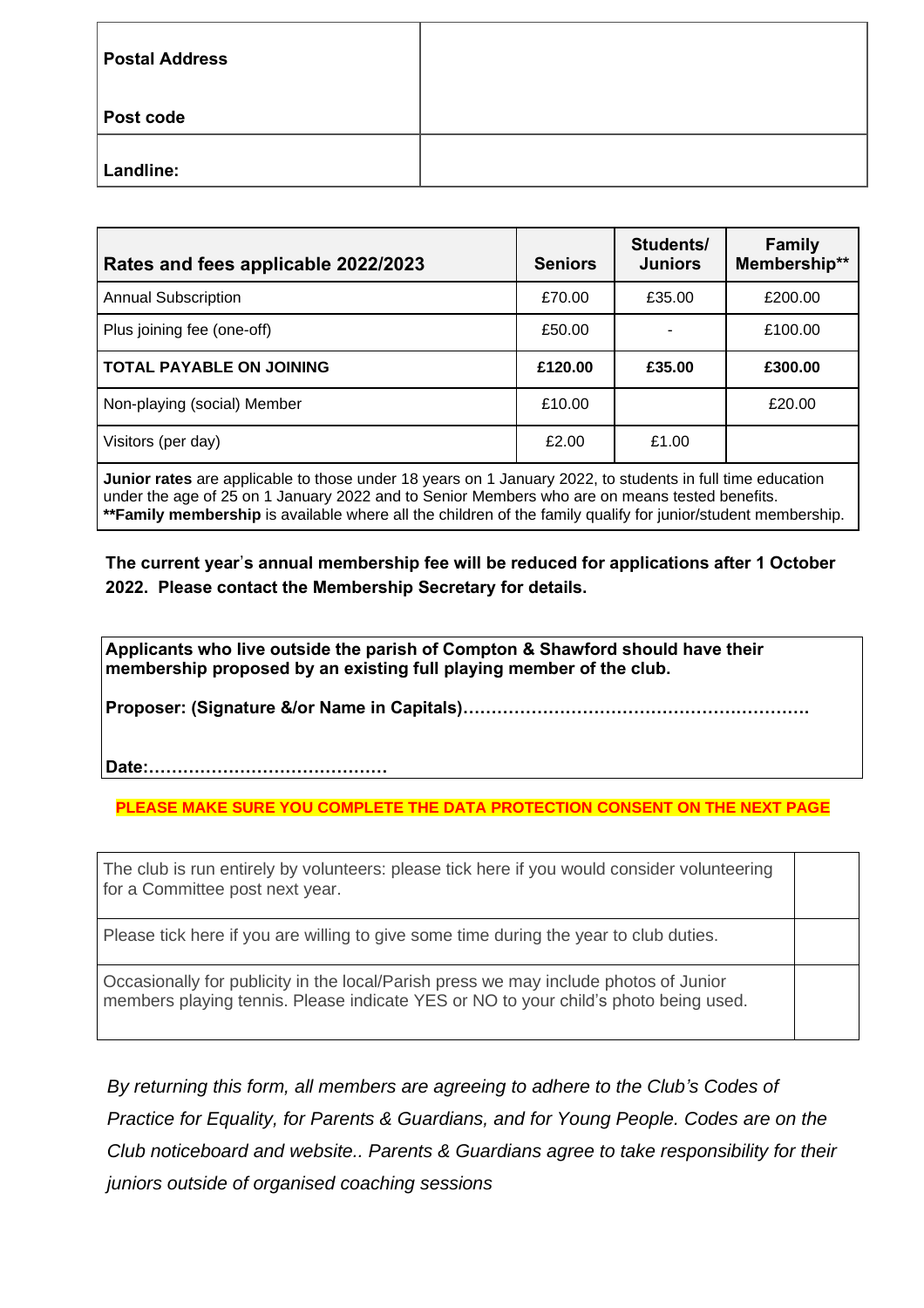| **Postal Address**<br><br>**Post code** | |
|---|---|
| **Landline:** | |

| **Rates and fees applicable 2022/2023** | **Seniors** | **Students/ Juniors** | **Family Membership\*\*** |
|---|---|---|---|
| Annual Subscription | £70.00 | £35.00 | £200.00 |
| Plus joining fee (one-off) | £50.00 | - | £100.00 |
| **TOTAL PAYABLE ON JOINING** | **£120.00** | **£35.00** | **£300.00** |
| Non-playing (social) Member | £10.00 | | £20.00 |
| Visitors (per day) | £2.00 | £1.00 | |

**Junior rates** are applicable to those under 18 years on 1 January 2022, to students in full time education under the age of 25 on 1 January 2022 and to Senior Members who are on means tested benefits.
**\*\*Family membership** is available where all the children of the family qualify for junior/student membership.

**The current year's annual membership fee will be reduced for applications after 1 October 2022. Please contact the Membership Secretary for details.**

**Applicants who live outside the parish of Compton & Shawford should have their membership proposed by an existing full playing member of the club.**

**Proposer: (Signature &/or Name in Capitals)…………………………………………………….**

**Date:……………………………………**

**PLEASE MAKE SURE YOU COMPLETE THE DATA PROTECTION CONSENT ON THE NEXT PAGE**

| | |
|---|---|
| The club is run entirely by volunteers: please tick here if you would consider volunteering for a Committee post next year. | |
| Please tick here if you are willing to give some time during the year to club duties. | |
| Occasionally for publicity in the local/Parish press we may include photos of Junior members playing tennis. Please indicate YES or NO to your child's photo being used. | |

*By returning this form, all members are agreeing to adhere to the Club's Codes of Practice for Equality, for Parents & Guardians, and for Young People. Codes are on the Club noticeboard and website.. Parents & Guardians agree to take responsibility for their juniors outside of organised coaching sessions*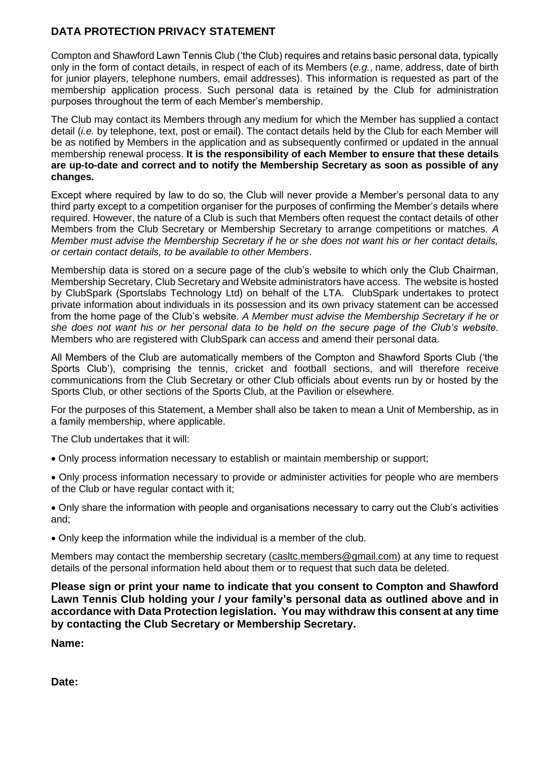## DATA PROTECTION PRIVACY STATEMENT

Compton and Shawford Lawn Tennis Club ('the Club) requires and retains basic personal data, typically only in the form of contact details, in respect of each of its Members (*e.g.*, name, address, date of birth for junior players, telephone numbers, email addresses). This information is requested as part of the membership application process. Such personal data is retained by the Club for administration purposes throughout the term of each Member's membership.

The Club may contact its Members through any medium for which the Member has supplied a contact detail (*i.e.* by telephone, text, post or email). The contact details held by the Club for each Member will be as notified by Members in the application and as subsequently confirmed or updated in the annual membership renewal process. **It is the responsibility of each Member to ensure that these details are up-to-date and correct and to notify the Membership Secretary as soon as possible of any changes.**

Except where required by law to do so, the Club will never provide a Member's personal data to any third party except to a competition organiser for the purposes of confirming the Member's details where required. However, the nature of a Club is such that Members often request the contact details of other Members from the Club Secretary or Membership Secretary to arrange competitions or matches. *A Member must advise the Membership Secretary if he or she does not want his or her contact details, or certain contact details, to be available to other Members*.

Membership data is stored on a secure page of the club's website to which only the Club Chairman, Membership Secretary, Club Secretary and Website administrators have access. The website is hosted by ClubSpark (Sportslabs Technology Ltd) on behalf of the LTA. ClubSpark undertakes to protect private information about individuals in its possession and its own privacy statement can be accessed from the home page of the Club's website. *A Member must advise the Membership Secretary if he or she does not want his or her personal data to be held on the secure page of the Club's website.* Members who are registered with ClubSpark can access and amend their personal data.

All Members of the Club are automatically members of the Compton and Shawford Sports Club ('the Sports Club'), comprising the tennis, cricket and football sections, and will therefore receive communications from the Club Secretary or other Club officials about events run by or hosted by the Sports Club, or other sections of the Sports Club, at the Pavilion or elsewhere.

For the purposes of this Statement, a Member shall also be taken to mean a Unit of Membership, as in a family membership, where applicable.

The Club undertakes that it will:

- Only process information necessary to establish or maintain membership or support;
- Only process information necessary to provide or administer activities for people who are members of the Club or have regular contact with it;
- Only share the information with people and organisations necessary to carry out the Club's activities and;
- Only keep the information while the individual is a member of the club.

Members may contact the membership secretary (casltc.members@gmail.com) at any time to request details of the personal information held about them or to request that such data be deleted.

**Please sign or print your name to indicate that you consent to Compton and Shawford Lawn Tennis Club holding your / your family's personal data as outlined above and in accordance with Data Protection legislation. You may withdraw this consent at any time by contacting the Club Secretary or Membership Secretary.**

**Name:**

**Date:**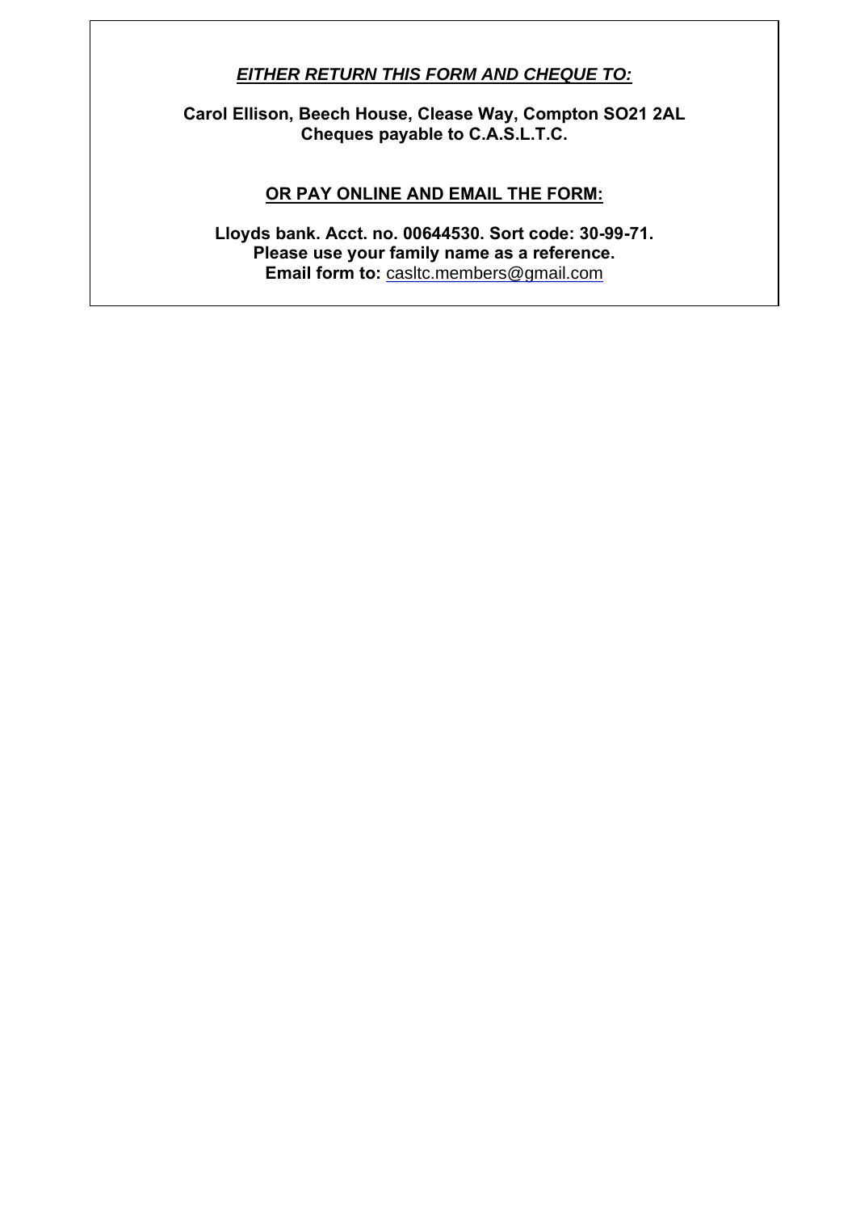***<u>EITHER RETURN THIS FORM AND CHEQUE TO:</u>***

**Carol Ellison, Beech House, Clease Way, Compton SO21 2AL**
**Cheques payable to C.A.S.L.T.C.**

**<u>OR PAY ONLINE AND EMAIL THE FORM:</u>**

**Lloyds bank. Acct. no. 00644530. Sort code: 30-99-71.**
**Please use your family name as a reference.**
**Email form to:** casltc.members@gmail.com